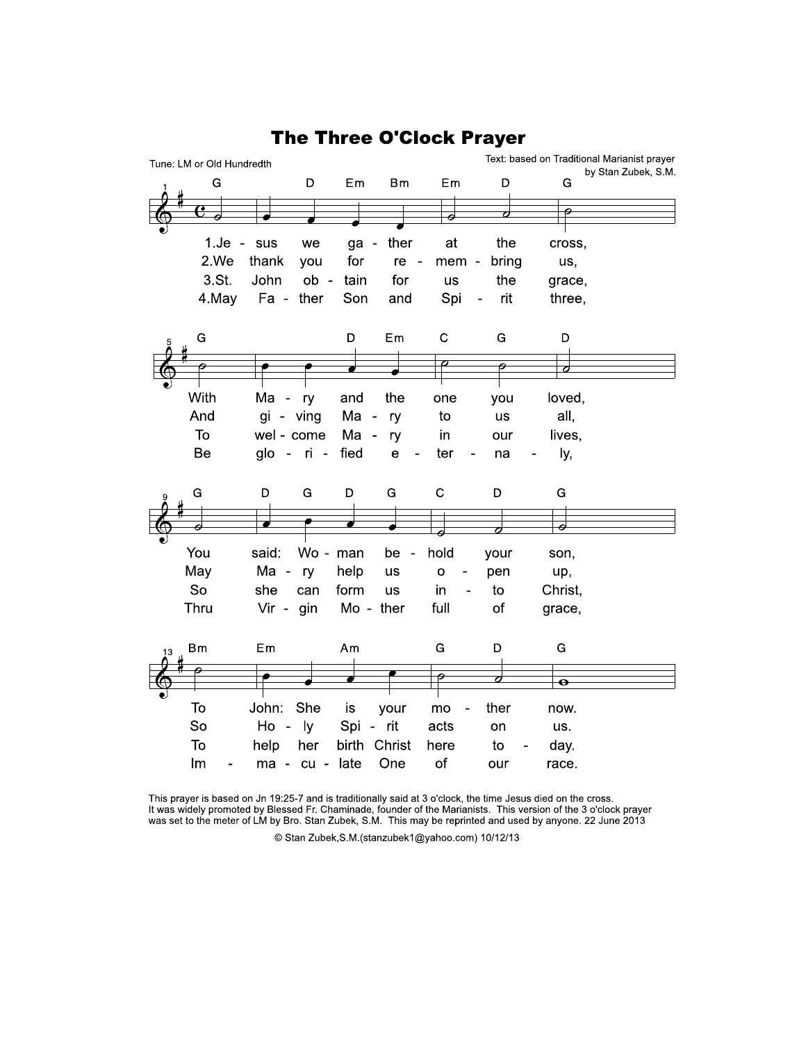# The Three O'Clock Prayer

Tune: LM or Old Hundredth

Text: based on Traditional Marianist prayer
by Stan Zubek, S.M.

1. Jesus we gather at the cross,
With Mary and the one you loved,
You said: Woman behold your son,
To John: She is your mother now.

2. We thank you for remembring us,
And giving Mary to us all,
May Mary help us open up,
So Holy Spirit acts on us.

3. St. John obtain for us the grace,
To welcome Mary in our lives,
So she can form us into Christ,
To help her birth Christ here today.

4. May Father Son and Spirit three,
Be glorified eternally,
Thru Virgin Mother full of grace,
Immaculate One of our race.

This prayer is based on Jn 19:25-7 and is traditionally said at 3 o'clock, the time Jesus died on the cross. It was widely promoted by Blessed Fr. Chaminade, founder of the Marianists. This version of the 3 o'clock prayer was set to the meter of LM by Bro. Stan Zubek, S.M. This may be reprinted and used by anyone. 22 June 2013

© Stan Zubek,S.M.(stanzubek1@yahoo.com) 10/12/13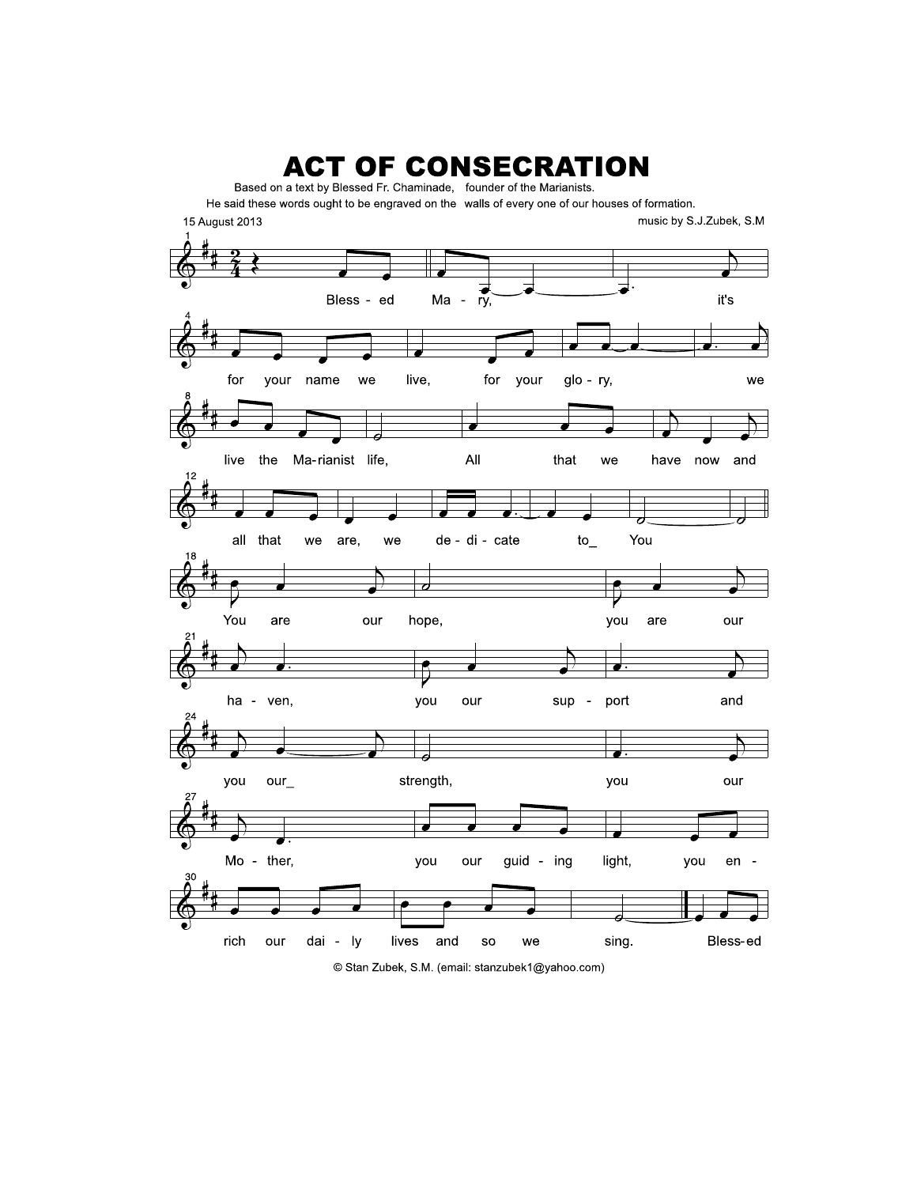# ACT OF CONSECRATION

Based on a text by Blessed Fr. Chaminade, founder of the Marianists.
He said these words ought to be engraved on the walls of every one of our houses of formation.

15 August 2013

music by S.J.Zubek, S.M

Bless - ed Ma - ry, it's

for your name we live, for your glo - ry, we

live the Ma-rianist life, All that we have now and

all that we are, we de - di - cate to_ You

You are our hope, you are our

ha - ven, you our sup - port and

you our_ strength, you our

Mo - ther, you our guid - ing light, you en -

rich our dai - ly lives and so we sing. Bless-ed

© Stan Zubek, S.M. (email: stanzubek1@yahoo.com)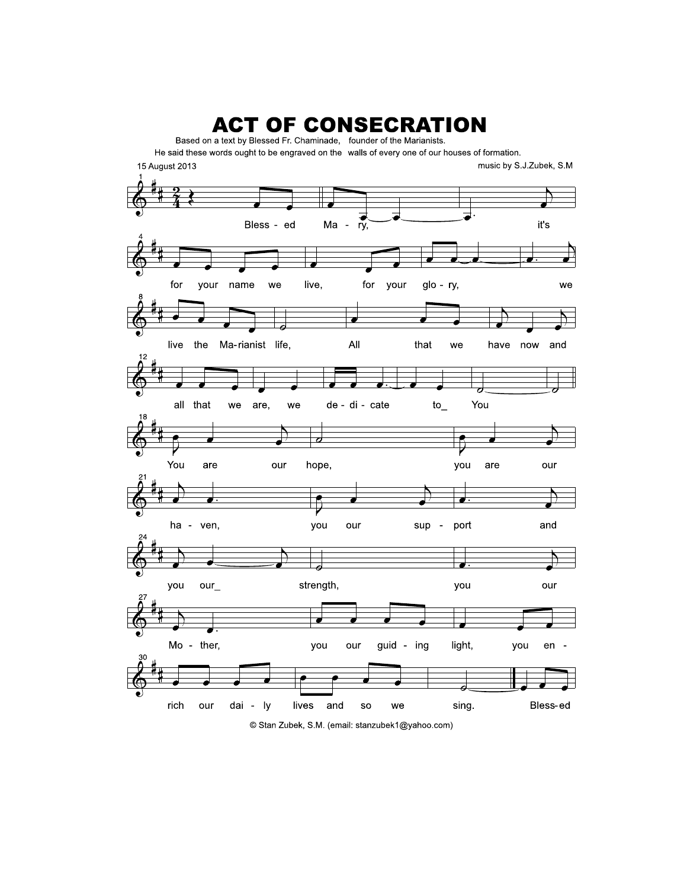# ACT OF CONSECRATION

Based on a text by Blessed Fr. Chaminade, founder of the Marianists.
He said these words ought to be engraved on the walls of every one of our houses of formation.

15 August 2013

music by S.J.Zubek, S.M

Bless - ed Ma - ry, it's for your name we live, for your glo - ry, we live the Ma-rianist life, All that we have now and all that we are, we de - di - cate to_ You

You are our hope, you are our ha - ven, you our sup - port and you our_ strength, you our Mo - ther, you our guid - ing light, you en - rich our dai - ly lives and so we sing. Bless-ed

© Stan Zubek, S.M. (email: stanzubek1@yahoo.com)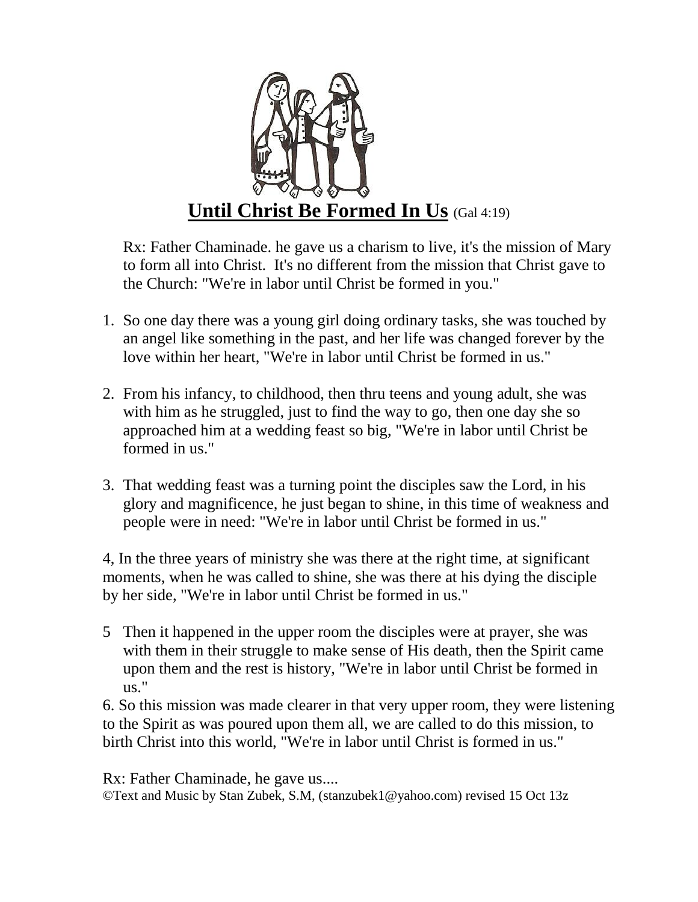# <u>**Until Christ Be Formed In Us**</u> (Gal 4:19)

Rx: Father Chaminade. he gave us a charism to live, it's the mission of Mary to form all into Christ.  It's no different from the mission that Christ gave to the Church: "We're in labor until Christ be formed in you."

1. So one day there was a young girl doing ordinary tasks, she was touched by an angel like something in the past, and her life was changed forever by the love within her heart, "We're in labor until Christ be formed in us."

2. From his infancy, to childhood, then thru teens and young adult, she was with him as he struggled, just to find the way to go, then one day she so approached him at a wedding feast so big, "We're in labor until Christ be formed in us."

3. That wedding feast was a turning point the disciples saw the Lord, in his glory and magnificence, he just began to shine, in this time of weakness and people were in need: "We're in labor until Christ be formed in us."

4, In the three years of ministry she was there at the right time, at significant moments, when he was called to shine, she was there at his dying the disciple by her side, "We're in labor until Christ be formed in us."

5 Then it happened in the upper room the disciples were at prayer, she was with them in their struggle to make sense of His death, then the Spirit came upon them and the rest is history, "We're in labor until Christ be formed in us."

6. So this mission was made clearer in that very upper room, they were listening to the Spirit as was poured upon them all, we are called to do this mission, to birth Christ into this world, "We're in labor until Christ is formed in us."

Rx: Father Chaminade, he gave us....

©Text and Music by Stan Zubek, S.M, (stanzubek1@yahoo.com) revised 15 Oct 13z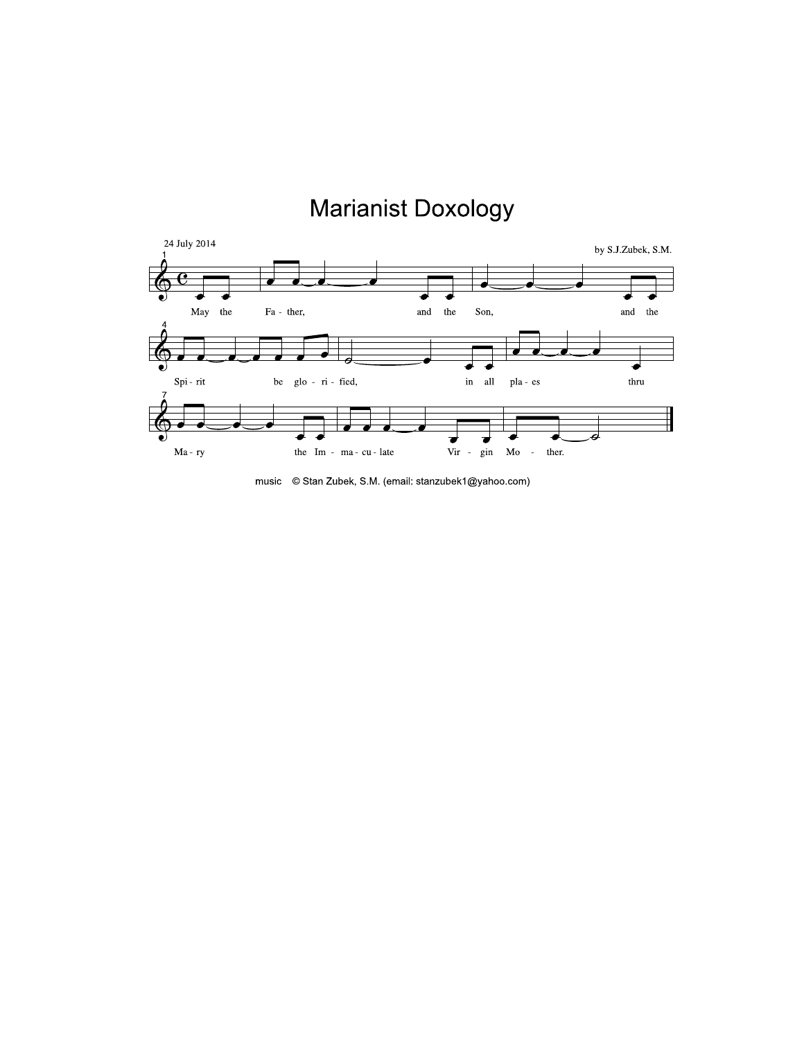# Marianist Doxology

24 July 2014

by S.J.Zubek, S.M.

May the Fa - ther, and the Son, and the

Spi - rit be glo - ri - fied, in all pla - es thru

Ma - ry the Im - ma - cu - late Vir - gin Mo - ther.

music © Stan Zubek, S.M. (email: stanzubek1@yahoo.com)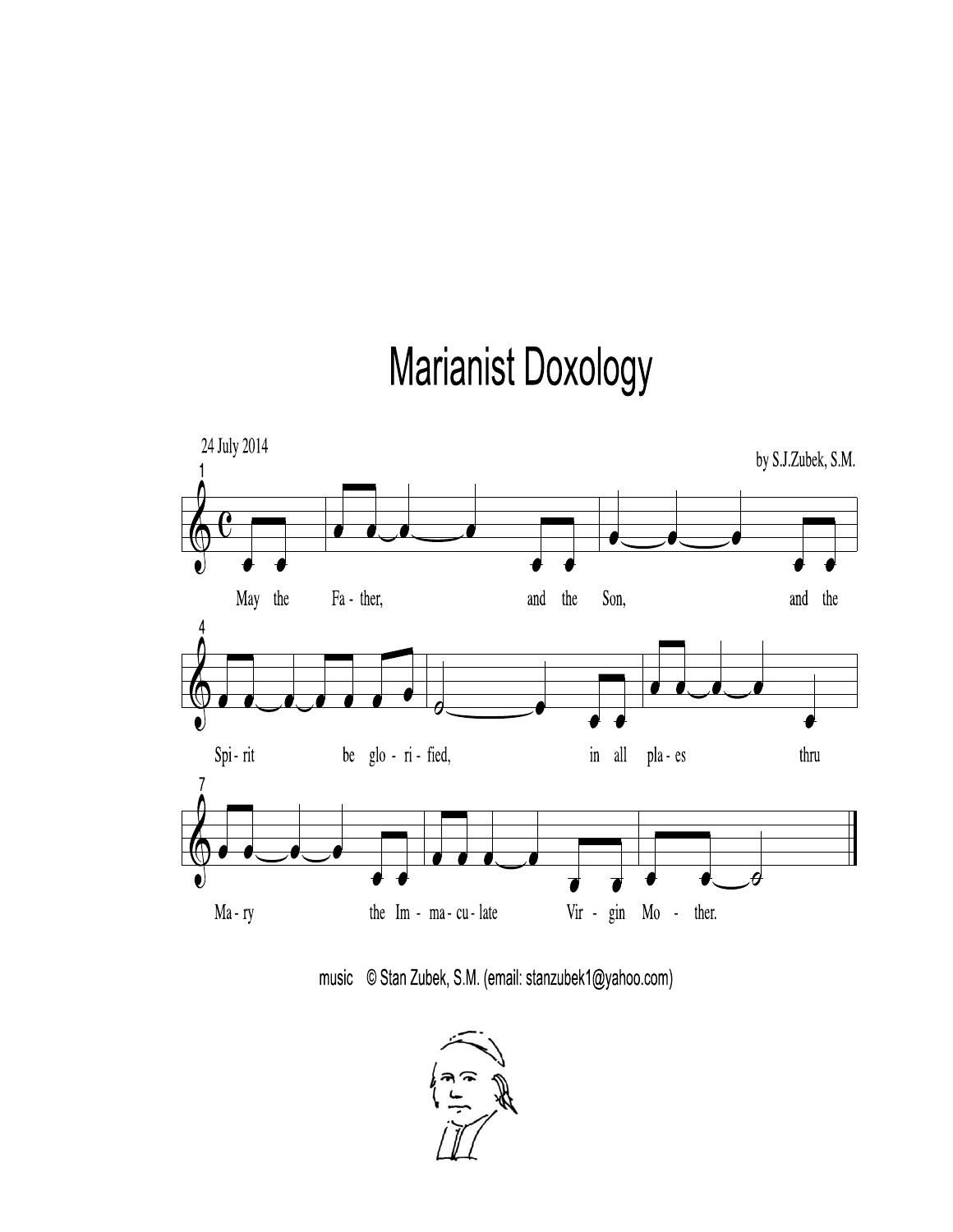# Marianist Doxology

24 July 2014

by S.J.Zubek, S.M.

May the Fa - ther, and the Son, and the Spi - rit be glo - ri - fied, in all pla - es thru Ma - ry the Im - ma - cu - late Vir - gin Mo - ther.

music © Stan Zubek, S.M. (email: stanzubek1@yahoo.com)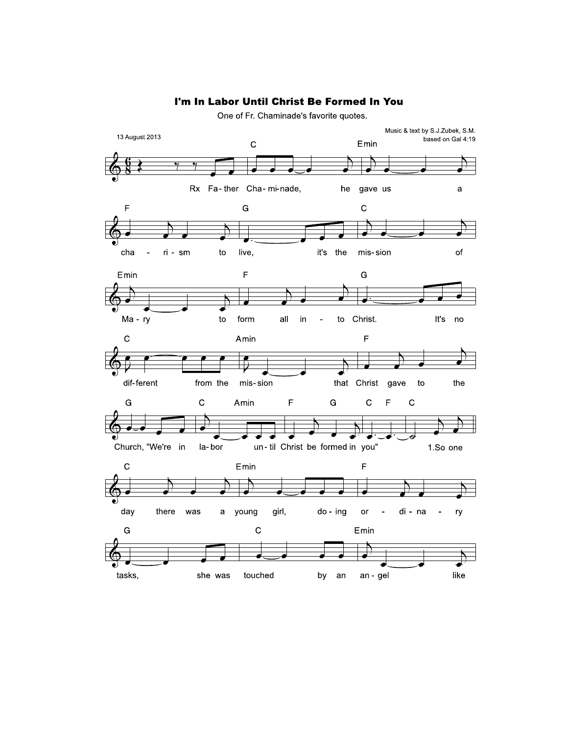# I'm In Labor Until Christ Be Formed In You

One of Fr. Chaminade's favorite quotes.

13 August 2013

Music & text by S.J.Zubek, S.M.
based on Gal 4:19

Rx Fa-ther Cha-mi-nade, he gave us a cha-ri-sm to live, it's the mis-sion of Ma-ry to form all in-to Christ. It's no dif-ferent from the mis-sion that Christ gave to the Church, "We're in la-bor un-til Christ be formed in you"

1.So one day there was a young girl, do-ing or-di-na-ry tasks, she was touched by an an-gel like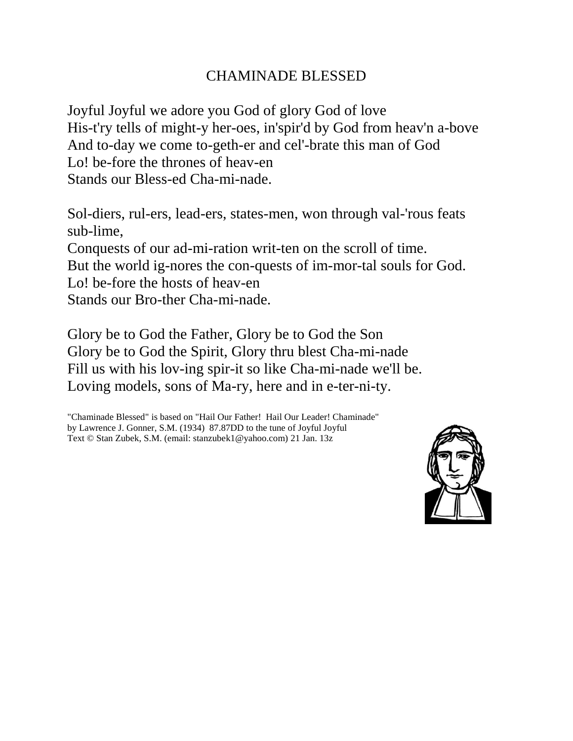# CHAMINADE BLESSED

Joyful Joyful we adore you God of glory God of love
His-t'ry tells of might-y her-oes, in'spir'd by God from heav'n a-bove
And to-day we come to-geth-er and cel'-brate this man of God
Lo! be-fore the thrones of heav-en
Stands our Bless-ed Cha-mi-nade.

Sol-diers, rul-ers, lead-ers, states-men, won through val-'rous feats sub-lime,
Conquests of our ad-mi-ration writ-ten on the scroll of time.
But the world ig-nores the con-quests of im-mor-tal souls for God.
Lo! be-fore the hosts of heav-en
Stands our Bro-ther Cha-mi-nade.

Glory be to God the Father, Glory be to God the Son
Glory be to God the Spirit, Glory thru blest Cha-mi-nade
Fill us with his lov-ing spir-it so like Cha-mi-nade we'll be.
Loving models, sons of Ma-ry, here and in e-ter-ni-ty.

"Chaminade Blessed" is based on "Hail Our Father! Hail Our Leader! Chaminade" by Lawrence J. Gonner, S.M. (1934) 87.87DD to the tune of Joyful Joyful
Text © Stan Zubek, S.M. (email: stanzubek1@yahoo.com) 21 Jan. 13z